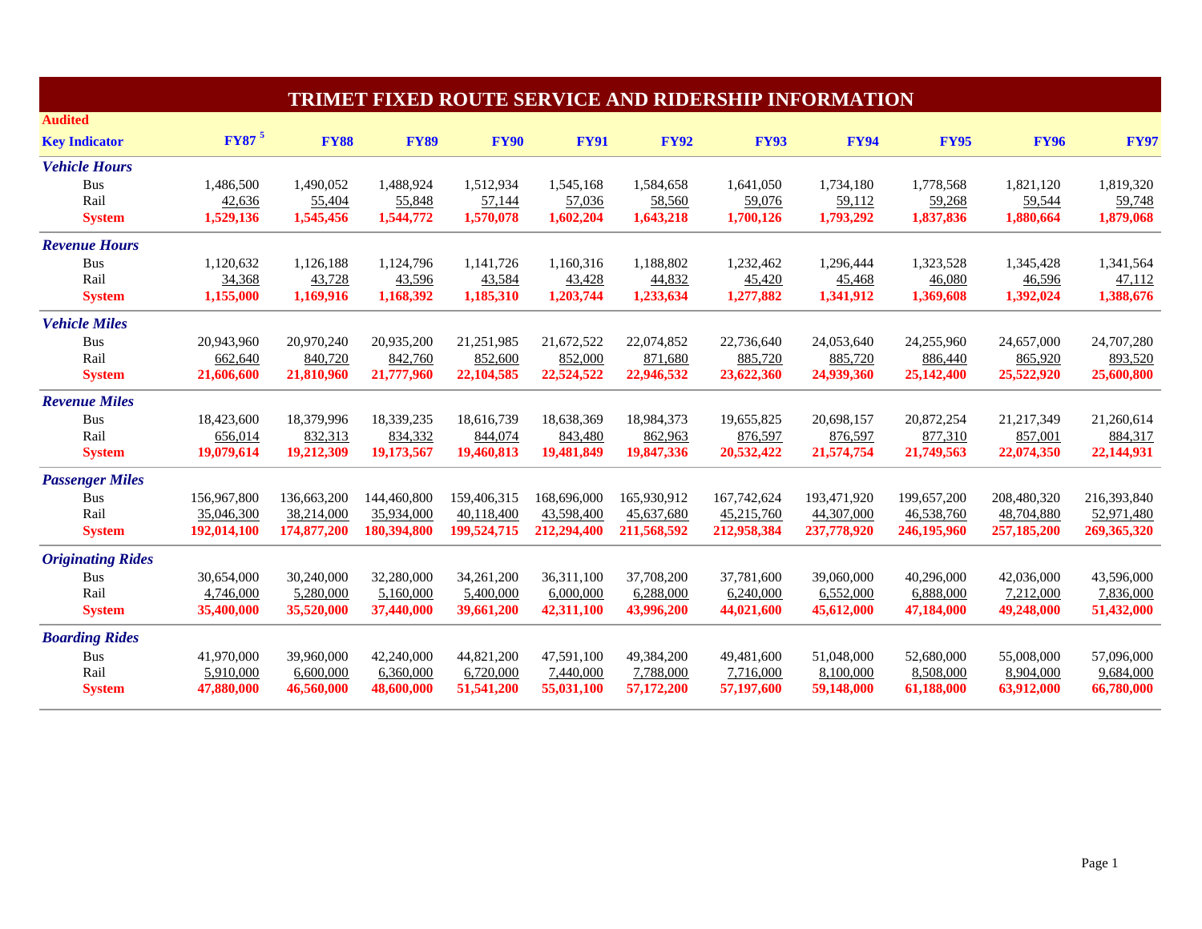# TRIMET FIXED ROUTE SERVICE AND RIDERSHIP INFORMATION

**Audited**

| Key Indicator | FY87 [5] | FY88 | FY89 | FY90 | FY91 | FY92 | FY93 | FY94 | FY95 | FY96 | FY97 |
|---|---|---|---|---|---|---|---|---|---|---|---|
| ***Vehicle Hours*** | | | | | | | | | | | |
| Bus | 1,486,500 | 1,490,052 | 1,488,924 | 1,512,934 | 1,545,168 | 1,584,658 | 1,641,050 | 1,734,180 | 1,778,568 | 1,821,120 | 1,819,320 |
| Rail | 42,636 | 55,404 | 55,848 | 57,144 | 57,036 | 58,560 | 59,076 | 59,112 | 59,268 | 59,544 | 59,748 |
| **System** | **1,529,136** | **1,545,456** | **1,544,772** | **1,570,078** | **1,602,204** | **1,643,218** | **1,700,126** | **1,793,292** | **1,837,836** | **1,880,664** | **1,879,068** |
| ***Revenue Hours*** | | | | | | | | | | | |
| Bus | 1,120,632 | 1,126,188 | 1,124,796 | 1,141,726 | 1,160,316 | 1,188,802 | 1,232,462 | 1,296,444 | 1,323,528 | 1,345,428 | 1,341,564 |
| Rail | 34,368 | 43,728 | 43,596 | 43,584 | 43,428 | 44,832 | 45,420 | 45,468 | 46,080 | 46,596 | 47,112 |
| **System** | **1,155,000** | **1,169,916** | **1,168,392** | **1,185,310** | **1,203,744** | **1,233,634** | **1,277,882** | **1,341,912** | **1,369,608** | **1,392,024** | **1,388,676** |
| ***Vehicle Miles*** | | | | | | | | | | | |
| Bus | 20,943,960 | 20,970,240 | 20,935,200 | 21,251,985 | 21,672,522 | 22,074,852 | 22,736,640 | 24,053,640 | 24,255,960 | 24,657,000 | 24,707,280 |
| Rail | 662,640 | 840,720 | 842,760 | 852,600 | 852,000 | 871,680 | 885,720 | 885,720 | 886,440 | 865,920 | 893,520 |
| **System** | **21,606,600** | **21,810,960** | **21,777,960** | **22,104,585** | **22,524,522** | **22,946,532** | **23,622,360** | **24,939,360** | **25,142,400** | **25,522,920** | **25,600,800** |
| ***Revenue Miles*** | | | | | | | | | | | |
| Bus | 18,423,600 | 18,379,996 | 18,339,235 | 18,616,739 | 18,638,369 | 18,984,373 | 19,655,825 | 20,698,157 | 20,872,254 | 21,217,349 | 21,260,614 |
| Rail | 656,014 | 832,313 | 834,332 | 844,074 | 843,480 | 862,963 | 876,597 | 876,597 | 877,310 | 857,001 | 884,317 |
| **System** | **19,079,614** | **19,212,309** | **19,173,567** | **19,460,813** | **19,481,849** | **19,847,336** | **20,532,422** | **21,574,754** | **21,749,563** | **22,074,350** | **22,144,931** |
| ***Passenger Miles*** | | | | | | | | | | | |
| Bus | 156,967,800 | 136,663,200 | 144,460,800 | 159,406,315 | 168,696,000 | 165,930,912 | 167,742,624 | 193,471,920 | 199,657,200 | 208,480,320 | 216,393,840 |
| Rail | 35,046,300 | 38,214,000 | 35,934,000 | 40,118,400 | 43,598,400 | 45,637,680 | 45,215,760 | 44,307,000 | 46,538,760 | 48,704,880 | 52,971,480 |
| **System** | **192,014,100** | **174,877,200** | **180,394,800** | **199,524,715** | **212,294,400** | **211,568,592** | **212,958,384** | **237,778,920** | **246,195,960** | **257,185,200** | **269,365,320** |
| ***Originating Rides*** | | | | | | | | | | | |
| Bus | 30,654,000 | 30,240,000 | 32,280,000 | 34,261,200 | 36,311,100 | 37,708,200 | 37,781,600 | 39,060,000 | 40,296,000 | 42,036,000 | 43,596,000 |
| Rail | 4,746,000 | 5,280,000 | 5,160,000 | 5,400,000 | 6,000,000 | 6,288,000 | 6,240,000 | 6,552,000 | 6,888,000 | 7,212,000 | 7,836,000 |
| **System** | **35,400,000** | **35,520,000** | **37,440,000** | **39,661,200** | **42,311,100** | **43,996,200** | **44,021,600** | **45,612,000** | **47,184,000** | **49,248,000** | **51,432,000** |
| ***Boarding Rides*** | | | | | | | | | | | |
| Bus | 41,970,000 | 39,960,000 | 42,240,000 | 44,821,200 | 47,591,100 | 49,384,200 | 49,481,600 | 51,048,000 | 52,680,000 | 55,008,000 | 57,096,000 |
| Rail | 5,910,000 | 6,600,000 | 6,360,000 | 6,720,000 | 7,440,000 | 7,788,000 | 7,716,000 | 8,100,000 | 8,508,000 | 8,904,000 | 9,684,000 |
| **System** | **47,880,000** | **46,560,000** | **48,600,000** | **51,541,200** | **55,031,100** | **57,172,200** | **57,197,600** | **59,148,000** | **61,188,000** | **63,912,000** | **66,780,000** |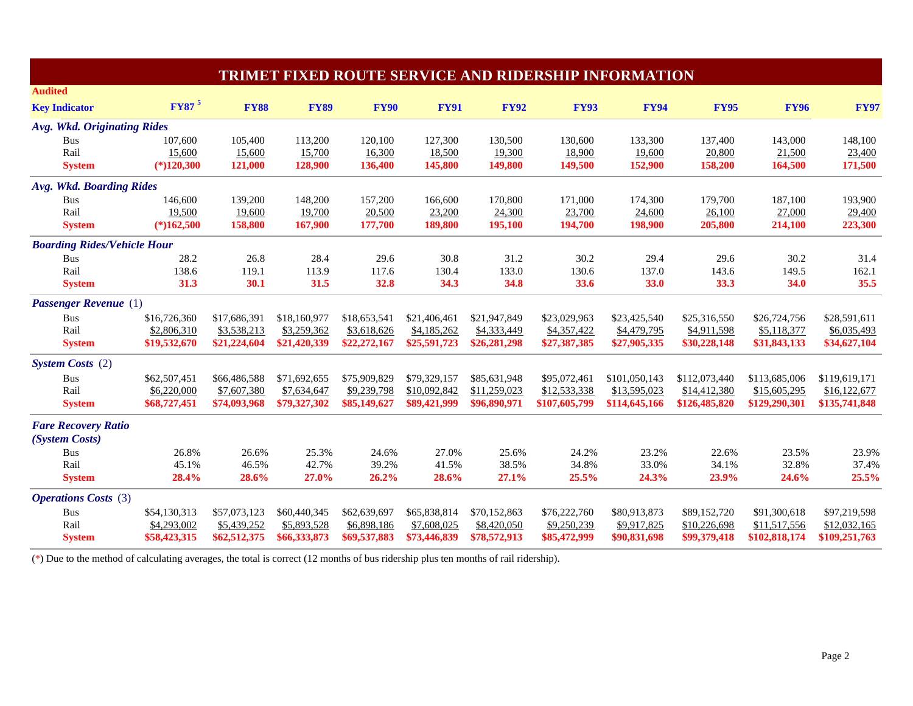# TRIMET FIXED ROUTE SERVICE AND RIDERSHIP INFORMATION

**Audited**

| Key Indicator | FY87 [5] | FY88 | FY89 | FY90 | FY91 | FY92 | FY93 | FY94 | FY95 | FY96 | FY97 |
|---|---|---|---|---|---|---|---|---|---|---|---|
| ***Avg. Wkd. Originating Rides*** | | | | | | | | | | | |
| Bus | 107,600 | 105,400 | 113,200 | 120,100 | 127,300 | 130,500 | 130,600 | 133,300 | 137,400 | 143,000 | 148,100 |
| Rail | 15,600 | 15,600 | 15,700 | 16,300 | 18,500 | 19,300 | 18,900 | 19,600 | 20,800 | 21,500 | 23,400 |
| **System** | **(*)120,300** | **121,000** | **128,900** | **136,400** | **145,800** | **149,800** | **149,500** | **152,900** | **158,200** | **164,500** | **171,500** |
| ***Avg. Wkd. Boarding Rides*** | | | | | | | | | | | |
| Bus | 146,600 | 139,200 | 148,200 | 157,200 | 166,600 | 170,800 | 171,000 | 174,300 | 179,700 | 187,100 | 193,900 |
| Rail | 19,500 | 19,600 | 19,700 | 20,500 | 23,200 | 24,300 | 23,700 | 24,600 | 26,100 | 27,000 | 29,400 |
| **System** | **(*)162,500** | **158,800** | **167,900** | **177,700** | **189,800** | **195,100** | **194,700** | **198,900** | **205,800** | **214,100** | **223,300** |
| ***Boarding Rides/Vehicle Hour*** | | | | | | | | | | | |
| Bus | 28.2 | 26.8 | 28.4 | 29.6 | 30.8 | 31.2 | 30.2 | 29.4 | 29.6 | 30.2 | 31.4 |
| Rail | 138.6 | 119.1 | 113.9 | 117.6 | 130.4 | 133.0 | 130.6 | 137.0 | 143.6 | 149.5 | 162.1 |
| **System** | **31.3** | **30.1** | **31.5** | **32.8** | **34.3** | **34.8** | **33.6** | **33.0** | **33.3** | **34.0** | **35.5** |
| ***Passenger Revenue*** (1) | | | | | | | | | | | |
| Bus | $16,726,360 | $17,686,391 | $18,160,977 | $18,653,541 | $21,406,461 | $21,947,849 | $23,029,963 | $23,425,540 | $25,316,550 | $26,724,756 | $28,591,611 |
| Rail | $2,806,310 | $3,538,213 | $3,259,362 | $3,618,626 | $4,185,262 | $4,333,449 | $4,357,422 | $4,479,795 | $4,911,598 | $5,118,377 | $6,035,493 |
| **System** | **$19,532,670** | **$21,224,604** | **$21,420,339** | **$22,272,167** | **$25,591,723** | **$26,281,298** | **$27,387,385** | **$27,905,335** | **$30,228,148** | **$31,843,133** | **$34,627,104** |
| ***System Costs*** (2) | | | | | | | | | | | |
| Bus | $62,507,451 | $66,486,588 | $71,692,655 | $75,909,829 | $79,329,157 | $85,631,948 | $95,072,461 | $101,050,143 | $112,073,440 | $113,685,006 | $119,619,171 |
| Rail | $6,220,000 | $7,607,380 | $7,634,647 | $9,239,798 | $10,092,842 | $11,259,023 | $12,533,338 | $13,595,023 | $14,412,380 | $15,605,295 | $16,122,677 |
| **System** | **$68,727,451** | **$74,093,968** | **$79,327,302** | **$85,149,627** | **$89,421,999** | **$96,890,971** | **$107,605,799** | **$114,645,166** | **$126,485,820** | **$129,290,301** | **$135,741,848** |
| ***Fare Recovery Ratio (System Costs)*** | | | | | | | | | | | |
| Bus | 26.8% | 26.6% | 25.3% | 24.6% | 27.0% | 25.6% | 24.2% | 23.2% | 22.6% | 23.5% | 23.9% |
| Rail | 45.1% | 46.5% | 42.7% | 39.2% | 41.5% | 38.5% | 34.8% | 33.0% | 34.1% | 32.8% | 37.4% |
| **System** | **28.4%** | **28.6%** | **27.0%** | **26.2%** | **28.6%** | **27.1%** | **25.5%** | **24.3%** | **23.9%** | **24.6%** | **25.5%** |
| ***Operations Costs*** (3) | | | | | | | | | | | |
| Bus | $54,130,313 | $57,073,123 | $60,440,345 | $62,639,697 | $65,838,814 | $70,152,863 | $76,222,760 | $80,913,873 | $89,152,720 | $91,300,618 | $97,219,598 |
| Rail | $4,293,002 | $5,439,252 | $5,893,528 | $6,898,186 | $7,608,025 | $8,420,050 | $9,250,239 | $9,917,825 | $10,226,698 | $11,517,556 | $12,032,165 |
| **System** | **$58,423,315** | **$62,512,375** | **$66,333,873** | **$69,537,883** | **$73,446,839** | **$78,572,913** | **$85,472,999** | **$90,831,698** | **$99,379,418** | **$102,818,174** | **$109,251,763** |

(*) Due to the method of calculating averages, the total is correct (12 months of bus ridership plus ten months of rail ridership).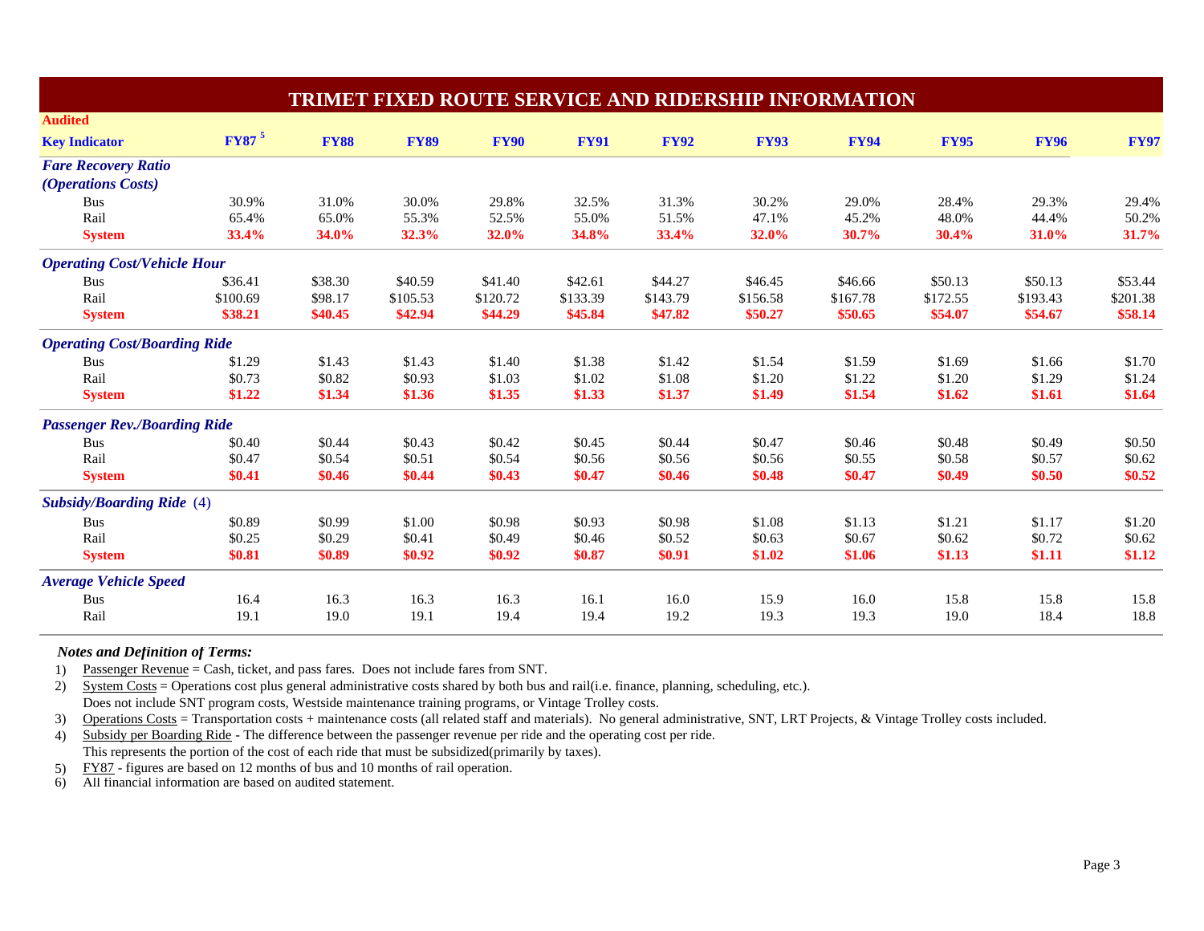# TRIMET FIXED ROUTE SERVICE AND RIDERSHIP INFORMATION

**Audited**

| Key Indicator | FY87 [5] | FY88 | FY89 | FY90 | FY91 | FY92 | FY93 | FY94 | FY95 | FY96 | FY97 |
|---|---|---|---|---|---|---|---|---|---|---|---|
| ***Fare Recovery Ratio (Operations Costs)*** | | | | | | | | | | | |
| Bus | 30.9% | 31.0% | 30.0% | 29.8% | 32.5% | 31.3% | 30.2% | 29.0% | 28.4% | 29.3% | 29.4% |
| Rail | 65.4% | 65.0% | 55.3% | 52.5% | 55.0% | 51.5% | 47.1% | 45.2% | 48.0% | 44.4% | 50.2% |
| **System** | **33.4%** | **34.0%** | **32.3%** | **32.0%** | **34.8%** | **33.4%** | **32.0%** | **30.7%** | **30.4%** | **31.0%** | **31.7%** |
| ***Operating Cost/Vehicle Hour*** | | | | | | | | | | | |
| Bus | $36.41 | $38.30 | $40.59 | $41.40 | $42.61 | $44.27 | $46.45 | $46.66 | $50.13 | $50.13 | $53.44 |
| Rail | $100.69 | $98.17 | $105.53 | $120.72 | $133.39 | $143.79 | $156.58 | $167.78 | $172.55 | $193.43 | $201.38 |
| **System** | **$38.21** | **$40.45** | **$42.94** | **$44.29** | **$45.84** | **$47.82** | **$50.27** | **$50.65** | **$54.07** | **$54.67** | **$58.14** |
| ***Operating Cost/Boarding Ride*** | | | | | | | | | | | |
| Bus | $1.29 | $1.43 | $1.43 | $1.40 | $1.38 | $1.42 | $1.54 | $1.59 | $1.69 | $1.66 | $1.70 |
| Rail | $0.73 | $0.82 | $0.93 | $1.03 | $1.02 | $1.08 | $1.20 | $1.22 | $1.20 | $1.29 | $1.24 |
| **System** | **$1.22** | **$1.34** | **$1.36** | **$1.35** | **$1.33** | **$1.37** | **$1.49** | **$1.54** | **$1.62** | **$1.61** | **$1.64** |
| ***Passenger Rev./Boarding Ride*** | | | | | | | | | | | |
| Bus | $0.40 | $0.44 | $0.43 | $0.42 | $0.45 | $0.44 | $0.47 | $0.46 | $0.48 | $0.49 | $0.50 |
| Rail | $0.47 | $0.54 | $0.51 | $0.54 | $0.56 | $0.56 | $0.56 | $0.55 | $0.58 | $0.57 | $0.62 |
| **System** | **$0.41** | **$0.46** | **$0.44** | **$0.43** | **$0.47** | **$0.46** | **$0.48** | **$0.47** | **$0.49** | **$0.50** | **$0.52** |
| ***Subsidy/Boarding Ride*** (4) | | | | | | | | | | | |
| Bus | $0.89 | $0.99 | $1.00 | $0.98 | $0.93 | $0.98 | $1.08 | $1.13 | $1.21 | $1.17 | $1.20 |
| Rail | $0.25 | $0.29 | $0.41 | $0.49 | $0.46 | $0.52 | $0.63 | $0.67 | $0.62 | $0.72 | $0.62 |
| **System** | **$0.81** | **$0.89** | **$0.92** | **$0.92** | **$0.87** | **$0.91** | **$1.02** | **$1.06** | **$1.13** | **$1.11** | **$1.12** |
| ***Average Vehicle Speed*** | | | | | | | | | | | |
| Bus | 16.4 | 16.3 | 16.3 | 16.3 | 16.1 | 16.0 | 15.9 | 16.0 | 15.8 | 15.8 | 15.8 |
| Rail | 19.1 | 19.0 | 19.1 | 19.4 | 19.4 | 19.2 | 19.3 | 19.3 | 19.0 | 18.4 | 18.8 |

***Notes and Definition of Terms:***

1) Passenger Revenue = Cash, ticket, and pass fares. Does not include fares from SNT.
2) System Costs = Operations cost plus general administrative costs shared by both bus and rail(i.e. finance, planning, scheduling, etc.).
   Does not include SNT program costs, Westside maintenance training programs, or Vintage Trolley costs.
3) Operations Costs = Transportation costs + maintenance costs (all related staff and materials). No general administrative, SNT, LRT Projects, & Vintage Trolley costs included.
4) Subsidy per Boarding Ride - The difference between the passenger revenue per ride and the operating cost per ride.
   This represents the portion of the cost of each ride that must be subsidized(primarily by taxes).
5) FY87 - figures are based on 12 months of bus and 10 months of rail operation.
6) All financial information are based on audited statement.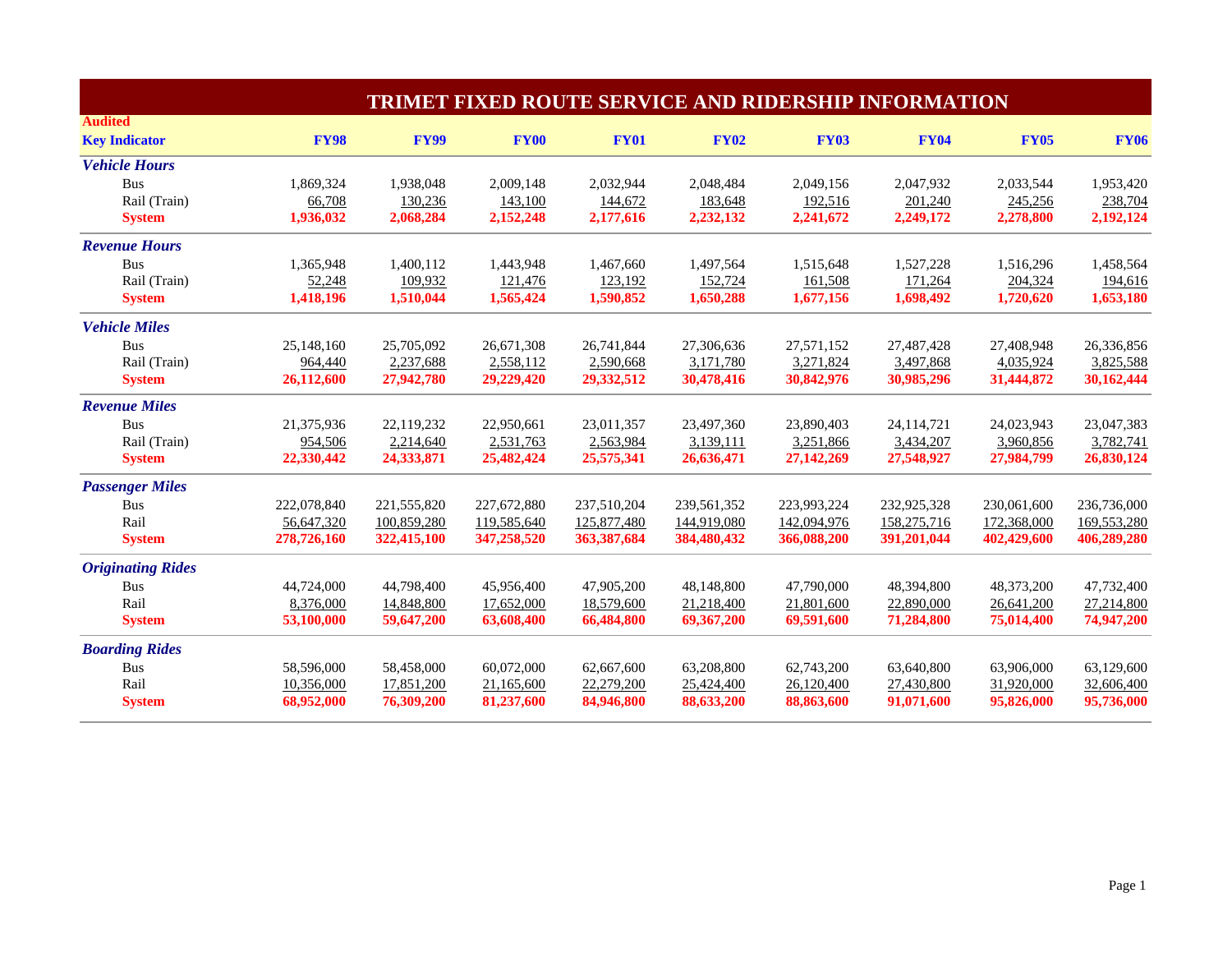# TRIMET FIXED ROUTE SERVICE AND RIDERSHIP INFORMATION

**Audited**

| Key Indicator | FY98 | FY99 | FY00 | FY01 | FY02 | FY03 | FY04 | FY05 | FY06 |
|---|---|---|---|---|---|---|---|---|---|
| ***Vehicle Hours*** | | | | | | | | | |
| Bus | 1,869,324 | 1,938,048 | 2,009,148 | 2,032,944 | 2,048,484 | 2,049,156 | 2,047,932 | 2,033,544 | 1,953,420 |
| Rail (Train) | 66,708 | 130,236 | 143,100 | 144,672 | 183,648 | 192,516 | 201,240 | 245,256 | 238,704 |
| **System** | **1,936,032** | **2,068,284** | **2,152,248** | **2,177,616** | **2,232,132** | **2,241,672** | **2,249,172** | **2,278,800** | **2,192,124** |
| ***Revenue Hours*** | | | | | | | | | |
| Bus | 1,365,948 | 1,400,112 | 1,443,948 | 1,467,660 | 1,497,564 | 1,515,648 | 1,527,228 | 1,516,296 | 1,458,564 |
| Rail (Train) | 52,248 | 109,932 | 121,476 | 123,192 | 152,724 | 161,508 | 171,264 | 204,324 | 194,616 |
| **System** | **1,418,196** | **1,510,044** | **1,565,424** | **1,590,852** | **1,650,288** | **1,677,156** | **1,698,492** | **1,720,620** | **1,653,180** |
| ***Vehicle Miles*** | | | | | | | | | |
| Bus | 25,148,160 | 25,705,092 | 26,671,308 | 26,741,844 | 27,306,636 | 27,571,152 | 27,487,428 | 27,408,948 | 26,336,856 |
| Rail (Train) | 964,440 | 2,237,688 | 2,558,112 | 2,590,668 | 3,171,780 | 3,271,824 | 3,497,868 | 4,035,924 | 3,825,588 |
| **System** | **26,112,600** | **27,942,780** | **29,229,420** | **29,332,512** | **30,478,416** | **30,842,976** | **30,985,296** | **31,444,872** | **30,162,444** |
| ***Revenue Miles*** | | | | | | | | | |
| Bus | 21,375,936 | 22,119,232 | 22,950,661 | 23,011,357 | 23,497,360 | 23,890,403 | 24,114,721 | 24,023,943 | 23,047,383 |
| Rail (Train) | 954,506 | 2,214,640 | 2,531,763 | 2,563,984 | 3,139,111 | 3,251,866 | 3,434,207 | 3,960,856 | 3,782,741 |
| **System** | **22,330,442** | **24,333,871** | **25,482,424** | **25,575,341** | **26,636,471** | **27,142,269** | **27,548,927** | **27,984,799** | **26,830,124** |
| ***Passenger Miles*** | | | | | | | | | |
| Bus | 222,078,840 | 221,555,820 | 227,672,880 | 237,510,204 | 239,561,352 | 223,993,224 | 232,925,328 | 230,061,600 | 236,736,000 |
| Rail | 56,647,320 | 100,859,280 | 119,585,640 | 125,877,480 | 144,919,080 | 142,094,976 | 158,275,716 | 172,368,000 | 169,553,280 |
| **System** | **278,726,160** | **322,415,100** | **347,258,520** | **363,387,684** | **384,480,432** | **366,088,200** | **391,201,044** | **402,429,600** | **406,289,280** |
| ***Originating Rides*** | | | | | | | | | |
| Bus | 44,724,000 | 44,798,400 | 45,956,400 | 47,905,200 | 48,148,800 | 47,790,000 | 48,394,800 | 48,373,200 | 47,732,400 |
| Rail | 8,376,000 | 14,848,800 | 17,652,000 | 18,579,600 | 21,218,400 | 21,801,600 | 22,890,000 | 26,641,200 | 27,214,800 |
| **System** | **53,100,000** | **59,647,200** | **63,608,400** | **66,484,800** | **69,367,200** | **69,591,600** | **71,284,800** | **75,014,400** | **74,947,200** |
| ***Boarding Rides*** | | | | | | | | | |
| Bus | 58,596,000 | 58,458,000 | 60,072,000 | 62,667,600 | 63,208,800 | 62,743,200 | 63,640,800 | 63,906,000 | 63,129,600 |
| Rail | 10,356,000 | 17,851,200 | 21,165,600 | 22,279,200 | 25,424,400 | 26,120,400 | 27,430,800 | 31,920,000 | 32,606,400 |
| **System** | **68,952,000** | **76,309,200** | **81,237,600** | **84,946,800** | **88,633,200** | **88,863,600** | **91,071,600** | **95,826,000** | **95,736,000** |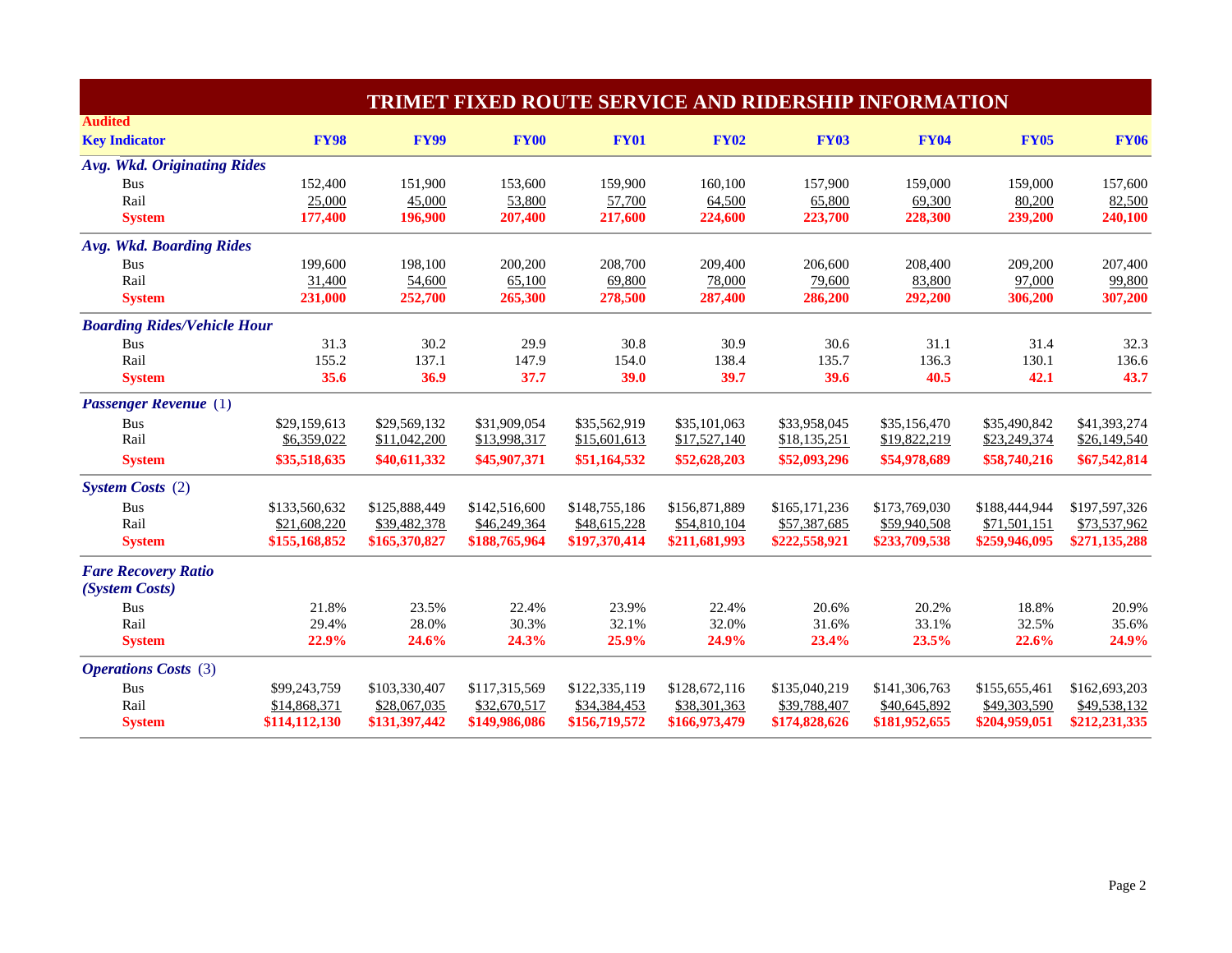# TRIMET FIXED ROUTE SERVICE AND RIDERSHIP INFORMATION

| Audited<br>Key Indicator | FY98 | FY99 | FY00 | FY01 | FY02 | FY03 | FY04 | FY05 | FY06 |
|---|---|---|---|---|---|---|---|---|---|
| ***Avg. Wkd. Originating Rides*** | | | | | | | | | |
| Bus | 152,400 | 151,900 | 153,600 | 159,900 | 160,100 | 157,900 | 159,000 | 159,000 | 157,600 |
| Rail | 25,000 | 45,000 | 53,800 | 57,700 | 64,500 | 65,800 | 69,300 | 80,200 | 82,500 |
| **System** | **177,400** | **196,900** | **207,400** | **217,600** | **224,600** | **223,700** | **228,300** | **239,200** | **240,100** |
| ***Avg. Wkd. Boarding Rides*** | | | | | | | | | |
| Bus | 199,600 | 198,100 | 200,200 | 208,700 | 209,400 | 206,600 | 208,400 | 209,200 | 207,400 |
| Rail | 31,400 | 54,600 | 65,100 | 69,800 | 78,000 | 79,600 | 83,800 | 97,000 | 99,800 |
| **System** | **231,000** | **252,700** | **265,300** | **278,500** | **287,400** | **286,200** | **292,200** | **306,200** | **307,200** |
| ***Boarding Rides/Vehicle Hour*** | | | | | | | | | |
| Bus | 31.3 | 30.2 | 29.9 | 30.8 | 30.9 | 30.6 | 31.1 | 31.4 | 32.3 |
| Rail | 155.2 | 137.1 | 147.9 | 154.0 | 138.4 | 135.7 | 136.3 | 130.1 | 136.6 |
| **System** | **35.6** | **36.9** | **37.7** | **39.0** | **39.7** | **39.6** | **40.5** | **42.1** | **43.7** |
| ***Passenger Revenue*** (1) | | | | | | | | | |
| Bus | $29,159,613 | $29,569,132 | $31,909,054 | $35,562,919 | $35,101,063 | $33,958,045 | $35,156,470 | $35,490,842 | $41,393,274 |
| Rail | $6,359,022 | $11,042,200 | $13,998,317 | $15,601,613 | $17,527,140 | $18,135,251 | $19,822,219 | $23,249,374 | $26,149,540 |
| **System** | **$35,518,635** | **$40,611,332** | **$45,907,371** | **$51,164,532** | **$52,628,203** | **$52,093,296** | **$54,978,689** | **$58,740,216** | **$67,542,814** |
| ***System Costs*** (2) | | | | | | | | | |
| Bus | $133,560,632 | $125,888,449 | $142,516,600 | $148,755,186 | $156,871,889 | $165,171,236 | $173,769,030 | $188,444,944 | $197,597,326 |
| Rail | $21,608,220 | $39,482,378 | $46,249,364 | $48,615,228 | $54,810,104 | $57,387,685 | $59,940,508 | $71,501,151 | $73,537,962 |
| **System** | **$155,168,852** | **$165,370,827** | **$188,765,964** | **$197,370,414** | **$211,681,993** | **$222,558,921** | **$233,709,538** | **$259,946,095** | **$271,135,288** |
| ***Fare Recovery Ratio (System Costs)*** | | | | | | | | | |
| Bus | 21.8% | 23.5% | 22.4% | 23.9% | 22.4% | 20.6% | 20.2% | 18.8% | 20.9% |
| Rail | 29.4% | 28.0% | 30.3% | 32.1% | 32.0% | 31.6% | 33.1% | 32.5% | 35.6% |
| **System** | **22.9%** | **24.6%** | **24.3%** | **25.9%** | **24.9%** | **23.4%** | **23.5%** | **22.6%** | **24.9%** |
| ***Operations Costs*** (3) | | | | | | | | | |
| Bus | $99,243,759 | $103,330,407 | $117,315,569 | $122,335,119 | $128,672,116 | $135,040,219 | $141,306,763 | $155,655,461 | $162,693,203 |
| Rail | $14,868,371 | $28,067,035 | $32,670,517 | $34,384,453 | $38,301,363 | $39,788,407 | $40,645,892 | $49,303,590 | $49,538,132 |
| **System** | **$114,112,130** | **$131,397,442** | **$149,986,086** | **$156,719,572** | **$166,973,479** | **$174,828,626** | **$181,952,655** | **$204,959,051** | **$212,231,335** |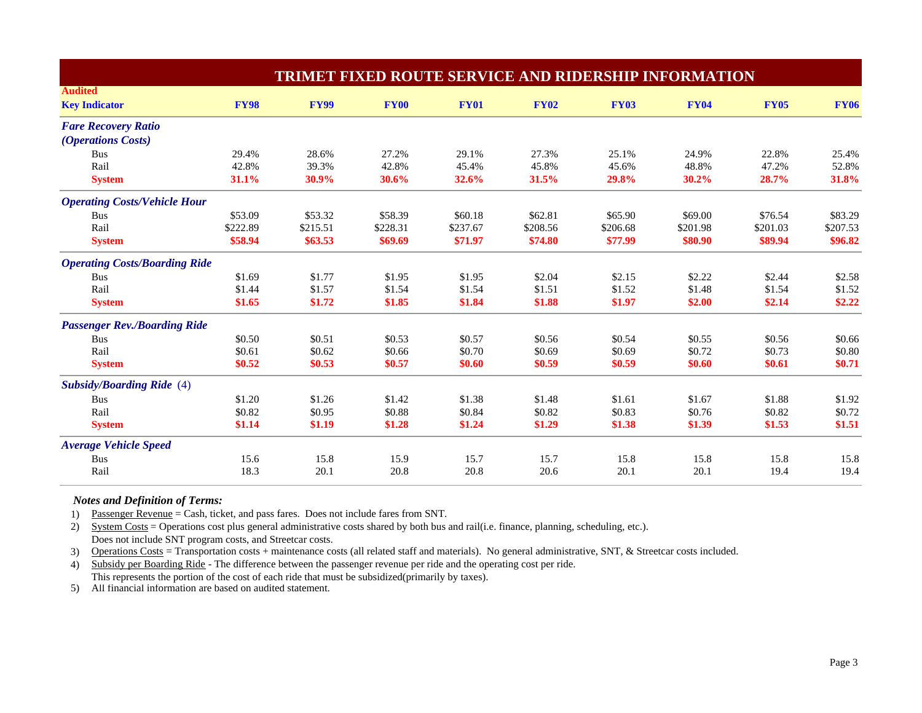# TRIMET FIXED ROUTE SERVICE AND RIDERSHIP INFORMATION

**Audited**

| Key Indicator | FY98 | FY99 | FY00 | FY01 | FY02 | FY03 | FY04 | FY05 | FY06 |
|---|---|---|---|---|---|---|---|---|---|
| ***Fare Recovery Ratio (Operations Costs)*** | | | | | | | | | |
| Bus | 29.4% | 28.6% | 27.2% | 29.1% | 27.3% | 25.1% | 24.9% | 22.8% | 25.4% |
| Rail | 42.8% | 39.3% | 42.8% | 45.4% | 45.8% | 45.6% | 48.8% | 47.2% | 52.8% |
| **System** | **31.1%** | **30.9%** | **30.6%** | **32.6%** | **31.5%** | **29.8%** | **30.2%** | **28.7%** | **31.8%** |
| ***Operating Costs/Vehicle Hour*** | | | | | | | | | |
| Bus | $53.09 | $53.32 | $58.39 | $60.18 | $62.81 | $65.90 | $69.00 | $76.54 | $83.29 |
| Rail | $222.89 | $215.51 | $228.31 | $237.67 | $208.56 | $206.68 | $201.98 | $201.03 | $207.53 |
| **System** | **$58.94** | **$63.53** | **$69.69** | **$71.97** | **$74.80** | **$77.99** | **$80.90** | **$89.94** | **$96.82** |
| ***Operating Costs/Boarding Ride*** | | | | | | | | | |
| Bus | $1.69 | $1.77 | $1.95 | $1.95 | $2.04 | $2.15 | $2.22 | $2.44 | $2.58 |
| Rail | $1.44 | $1.57 | $1.54 | $1.54 | $1.51 | $1.52 | $1.48 | $1.54 | $1.52 |
| **System** | **$1.65** | **$1.72** | **$1.85** | **$1.84** | **$1.88** | **$1.97** | **$2.00** | **$2.14** | **$2.22** |
| ***Passenger Rev./Boarding Ride*** | | | | | | | | | |
| Bus | $0.50 | $0.51 | $0.53 | $0.57 | $0.56 | $0.54 | $0.55 | $0.56 | $0.66 |
| Rail | $0.61 | $0.62 | $0.66 | $0.70 | $0.69 | $0.69 | $0.72 | $0.73 | $0.80 |
| **System** | **$0.52** | **$0.53** | **$0.57** | **$0.60** | **$0.59** | **$0.59** | **$0.60** | **$0.61** | **$0.71** |
| ***Subsidy/Boarding Ride*** (4) | | | | | | | | | |
| Bus | $1.20 | $1.26 | $1.42 | $1.38 | $1.48 | $1.61 | $1.67 | $1.88 | $1.92 |
| Rail | $0.82 | $0.95 | $0.88 | $0.84 | $0.82 | $0.83 | $0.76 | $0.82 | $0.72 |
| **System** | **$1.14** | **$1.19** | **$1.28** | **$1.24** | **$1.29** | **$1.38** | **$1.39** | **$1.53** | **$1.51** |
| ***Average Vehicle Speed*** | | | | | | | | | |
| Bus | 15.6 | 15.8 | 15.9 | 15.7 | 15.7 | 15.8 | 15.8 | 15.8 | 15.8 |
| Rail | 18.3 | 20.1 | 20.8 | 20.8 | 20.6 | 20.1 | 20.1 | 19.4 | 19.4 |

***Notes and Definition of Terms:***

1) Passenger Revenue = Cash, ticket, and pass fares. Does not include fares from SNT.
2) System Costs = Operations cost plus general administrative costs shared by both bus and rail(i.e. finance, planning, scheduling, etc.). Does not include SNT program costs, and Streetcar costs.
3) Operations Costs = Transportation costs + maintenance costs (all related staff and materials). No general administrative, SNT, & Streetcar costs included.
4) Subsidy per Boarding Ride - The difference between the passenger revenue per ride and the operating cost per ride. This represents the portion of the cost of each ride that must be subsidized(primarily by taxes).
5) All financial information are based on audited statement.